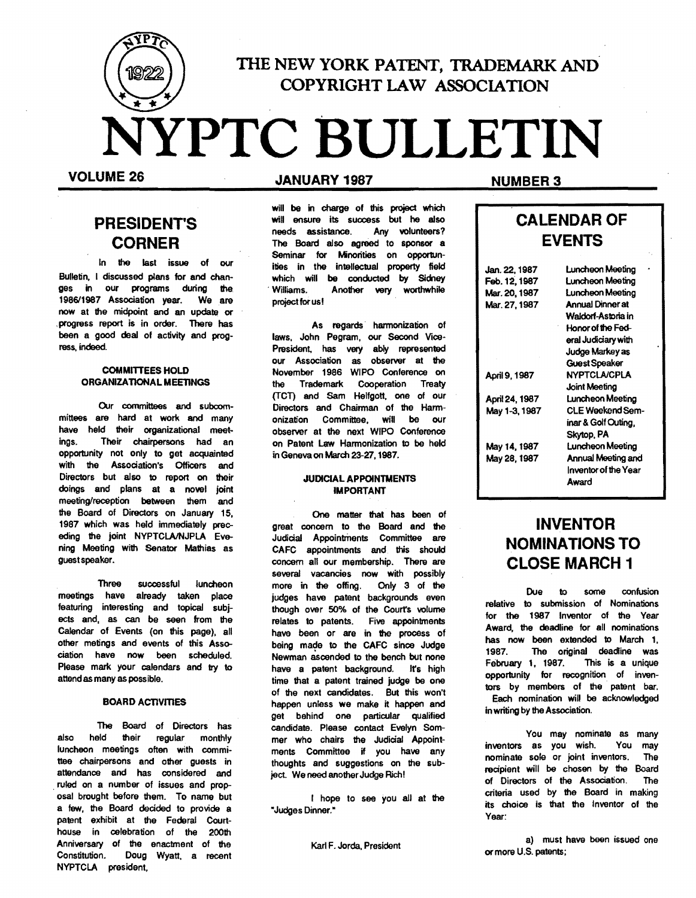# THE NEW YORK PATENT, TRADEMARK AND COPYRIGHT LAW ASSOCIATION

# NYPTC BULLETIN

**VOLUME 26** **JANUARY 1987** **NUMBER 3**

## PRESIDENT'S CORNER

In the last issue of our Bulletin, I discussed plans for and changes in our programs during the 1986/1987 Association year. We are now at the midpoint and an update or progress report is in order. There has been a good deal of activity and progress, indeed.

### COMMITTEES HOLD ORGANIZATIONAL MEETINGS

Our committees and subcommittees are hard at work and many have held their organizational meetings. Their chairpersons had an opportunity not only to get acquainted with the Association's Officers and Directors but also to report on their doings and plans at a novel joint meeting/reception between them and the Board of Directors on January 15, 1987 which was held immediately preceding the joint NYPTCLA/NJPLA Evening Meeting with Senator Mathias as guest speaker.

Three successful luncheon meetings have already taken place featuring interesting and topical subjects and, as can be seen from the Calendar of Events (on this page), all other metings and events of this Association have now been scheduled. Please mark your calendars and try to attend as many as possible.

### BOARD ACTIVITIES

The Board of Directors has also held their regular monthly luncheon meetings often with committee chairpersons and other guests in attendance and has considered and ruled on a number of issues and proposal brought before them. To name but a few, the Board decided to provide a patent exhibit at the Federal Courthouse in celebration of the 200th Anniversary of the enactment of the Constitution. Doug Wyatt, a recent NYPTCLA president, will be in charge of this project which will ensure its success but he also needs assistance. Any volunteers? The Board also agreed to sponsor a Seminar for Minorities on opportunities in the intellectual property field which will be conducted by Sidney Williams. Another very worthwhile project for us!

As regards harmonization of laws, John Pegram, our Second Vice-President, has very ably represented our Association as observer at the November 1986 WIPO Conference on the Trademark Cooperation Treaty (TCT) and Sam Helfgott, one of our Directors and Chairman of the Harmonization Committee, will be our observer at the next WIPO Conference on Patent Law Harmonization to be held in Geneva on March 23-27, 1987.

### JUDICIAL APPOINTMENTS IMPORTANT

One matter that has been of great concern to the Board and the Judicial Appointments Committee are CAFC appointments and this should concern all our membership. There are several vacancies now with possibly more in the offing. Only 3 of the judges have patent backgrounds even though over 50% of the Court's volume relates to patents. Five appointments have been or are in the process of being made to the CAFC since Judge Newman ascended to the bench but none have a patent background. It's high time that a patent trained judge be one of the next candidates. But this won't happen unless we make it happen and get behind one particular qualified candidate. Please contact Evelyn Sommer who chairs the Judicial Appointments Committee if you have any thoughts and suggestions on the subject. We need another Judge Rich!

I hope to see you all at the "Judges Dinner."

Karl F. Jorda, President

## CALENDAR OF EVENTS

| | |
|---|---|
| Jan. 22, 1987 | Luncheon Meeting |
| Feb. 12, 1987 | Luncheon Meeting |
| Mar. 20, 1987 | Luncheon Meeting |
| Mar. 27, 1987 | Annual Dinner at Waldorf-Astoria in Honor of the Federal Judiciary with Judge Markey as Guest Speaker |
| April 9, 1987 | NYPTCLA/CPLA Joint Meeting |
| April 24, 1987 | Luncheon Meeting |
| May 1-3, 1987 | CLE Weekend Seminar & Golf Outing, Skytop, PA |
| May 14, 1987 | Luncheon Meeting |
| May 28, 1987 | Annual Meeting and Inventor of the Year Award |

## INVENTOR NOMINATIONS TO CLOSE MARCH 1

Due to some confusion relative to submission of Nominations for the 1987 Inventor of the Year Award, the deadline for all nominations has now been extended to March 1, 1987. The original deadline was February 1, 1987. This is a unique opportunity for recognition of inventors by members of the patent bar. Each nomination will be acknowledged in writing by the Association.

You may nominate as many inventors as you wish. You may nominate sole or joint inventors. The recipient will be chosen by the Board of Directors of the Association. The criteria used by the Board in making its choice is that the Inventor of the Year:

a) must have been issued one or more U.S. patents;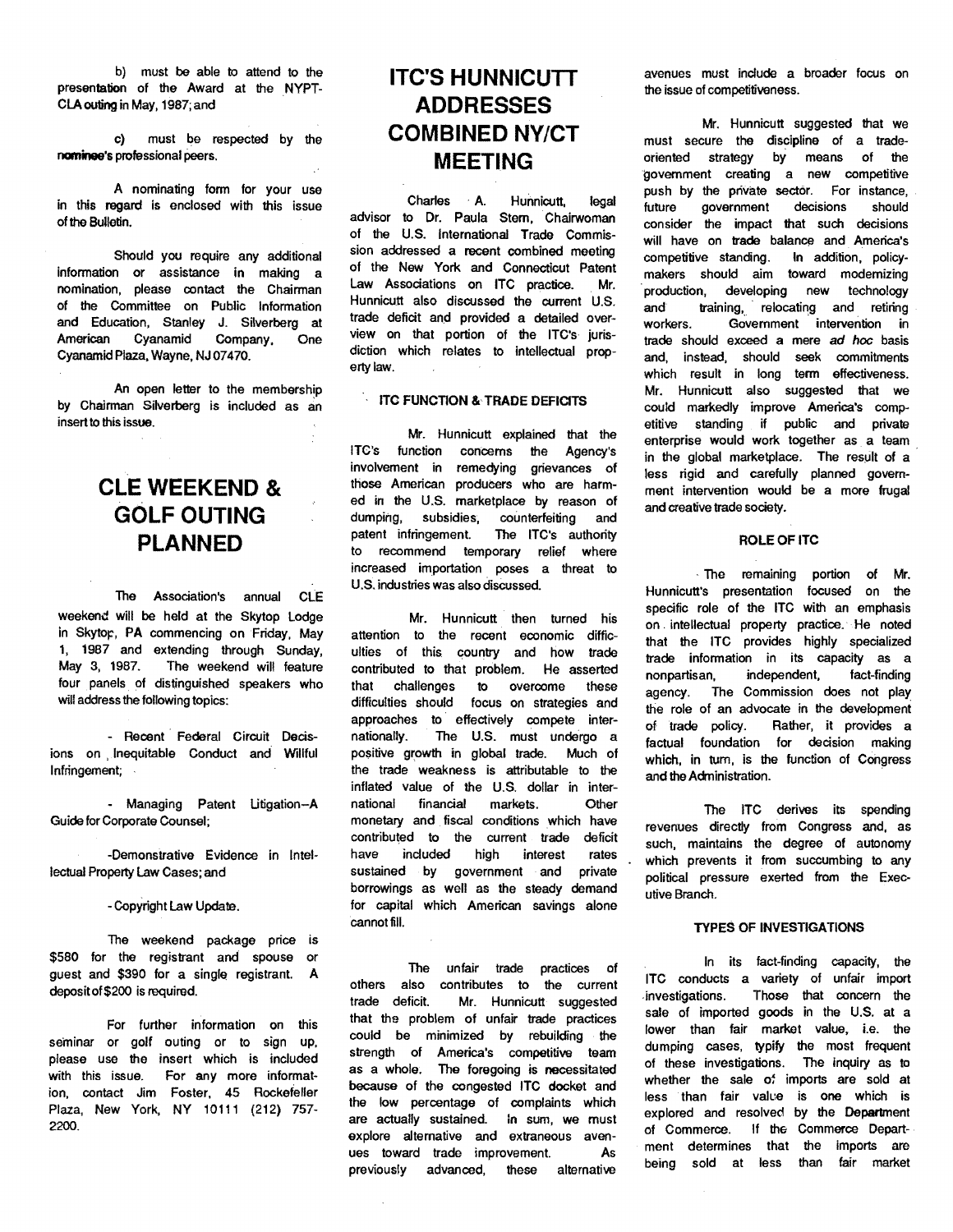b) must be able to attend to the presentation of the Award at the NYPT-CLA outing in May, 1987; and

c) must be respected by the nominee's professional peers.

A nominating form for your use in this regard is enclosed with this issue of the Bulletin.

Should you require any additional information or assistance in making a nomination, please contact the Chairman of the Committee on Public Information and Education, Stanley J. Silverberg at American Cyanamid Company, One Cyanamid Plaza, Wayne, NJ 07470.

An open letter to the membership by Chairman Silverberg is included as an insert to this issue.

# CLE WEEKEND & GOLF OUTING PLANNED

The Association's annual CLE weekend will be held at the Skytop Lodge in Skytop, PA commencing on Friday, May 1, 1987 and extending through Sunday, May 3, 1987. The weekend will feature four panels of distinguished speakers who will address the following topics:

- Recent Federal Circuit Decisions on Inequitable Conduct and Willful Infringement;

- Managing Patent Litigation–A Guide for Corporate Counsel;

-Demonstrative Evidence in Intellectual Property Law Cases; and

- Copyright Law Update.

The weekend package price is $580 for the registrant and spouse or guest and $390 for a single registrant. A deposit of $200 is required.

For further information on this seminar or golf outing or to sign up, please use the insert which is included with this issue. For any more information, contact Jim Foster, 45 Rockefeller Plaza, New York, NY 10111 (212) 757-2200.

# ITC'S HUNNICUTT ADDRESSES COMBINED NY/CT MEETING

Charles A. Hunnicutt, legal advisor to Dr. Paula Stern, Chairwoman of the U.S. International Trade Commission addressed a recent combined meeting of the New York and Connecticut Patent Law Associations on ITC practice. Mr. Hunnicutt also discussed the current U.S. trade deficit and provided a detailed overview on that portion of the ITC's jurisdiction which relates to intellectual property law.

### ITC FUNCTION & TRADE DEFICITS

Mr. Hunnicutt explained that the ITC's function concerns the Agency's involvement in remedying grievances of those American producers who are harmed in the U.S. marketplace by reason of dumping, subsidies, counterfeiting and patent infringement. The ITC's authority to recommend temporary relief where increased importation poses a threat to U.S. industries was also discussed.

Mr. Hunnicutt then turned his attention to the recent economic difficulties of this country and how trade contributed to that problem. He asserted that challenges to overcome these difficulties should focus on strategies and approaches to effectively compete internationally. The U.S. must undergo a positive growth in global trade. Much of the trade weakness is attributable to the inflated value of the U.S. dollar in international financial markets. Other monetary and fiscal conditions which have contributed to the current trade deficit have included high interest rates sustained by government and private borrowings as well as the steady demand for capital which American savings alone cannot fill.

The unfair trade practices of others also contributes to the current trade deficit. Mr. Hunnicutt suggested that the problem of unfair trade practices could be minimized by rebuilding the strength of America's competitive team as a whole. The foregoing is necessitated because of the congested ITC docket and the low percentage of complaints which are actually sustained. In sum, we must explore alternative and extraneous avenues toward trade improvement. As previously advanced, these alternative avenues must include a broader focus on the issue of competitiveness.

Mr. Hunnicutt suggested that we must secure the discipline of a trade-oriented strategy by means of the government creating a new competitive push by the private sector. For instance, future government decisions should consider the impact that such decisions will have on trade balance and America's competitive standing. In addition, policy-makers should aim toward modernizing production, developing new technology and training, relocating and retiring workers. Government intervention in trade should exceed a mere *ad hoc* basis and, instead, should seek commitments which result in long term effectiveness. Mr. Hunnicutt also suggested that we could markedly improve America's competitive standing if public and private enterprise would work together as a team in the global marketplace. The result of a less rigid and carefully planned government intervention would be a more frugal and creative trade society.

### ROLE OF ITC

The remaining portion of Mr. Hunnicutt's presentation focused on the specific role of the ITC with an emphasis on intellectual property practice. He noted that the ITC provides highly specialized trade information in its capacity as a nonpartisan, independent, fact-finding agency. The Commission does not play the role of an advocate in the development of trade policy. Rather, it provides a factual foundation for decision making which, in turn, is the function of Congress and the Administration.

The ITC derives its spending revenues directly from Congress and, as such, maintains the degree of autonomy which prevents it from succumbing to any political pressure exerted from the Executive Branch.

### TYPES OF INVESTIGATIONS

In its fact-finding capacity, the ITC conducts a variety of unfair import investigations. Those that concern the sale of imported goods in the U.S. at a lower than fair market value, i.e. the dumping cases, typify the most frequent of these investigations. The inquiry as to whether the sale of imports are sold at less than fair value is one which is explored and resolved by the Department of Commerce. If the Commerce Department determines that the imports are being sold at less than fair market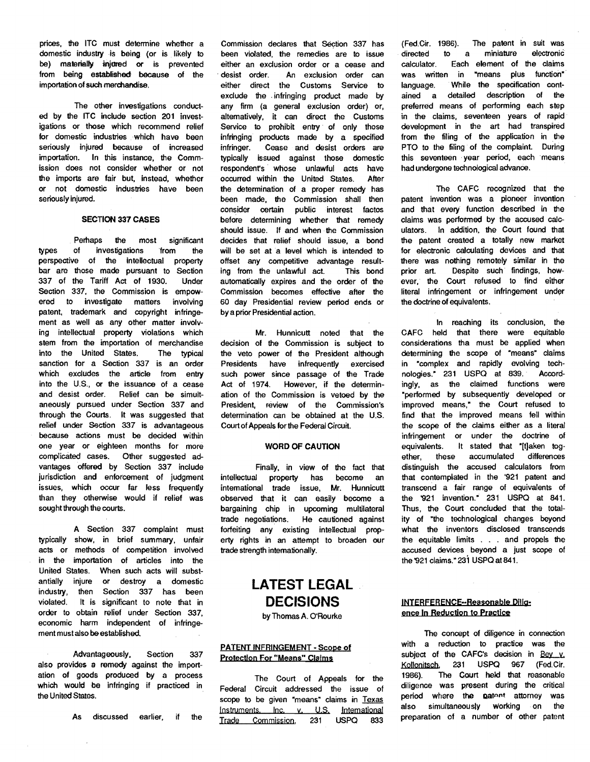prices, the ITC must determine whether a domestic industry is being (or is likely to be) materially injured or is prevented from being established because of the importation of such merchandise.

The other investigations conducted by the ITC include section 201 investigations or those which recommend relief for domestic industries which have been seriously injured because of increased importation. In this instance, the Commission does not consider whether or not the imports are fair but, instead, whether or not domestic industries have been seriously injured.

### SECTION 337 CASES

Perhaps the most significant types of investigations from the perspective of the intellectual property bar are those made pursuant to Section 337 of the Tariff Act of 1930. Under Section 337, the Commission is empowered to investigate matters involving patent, trademark and copyright infringement as well as any other matter involving intellectual property violations which stem from the importation of merchandise into the United States. The typical sanction for a Section 337 is an order which excludes the article from entry into the U.S., or the issuance of a cease and desist order. Relief can be simultaneously pursued under Section 337 and through the Courts. It was suggested that relief under Section 337 is advantageous because actions must be decided within one year or eighteen months for more complicated cases. Other suggested advantages offered by Section 337 include jurisdiction and enforcement of judgment issues, which occur far less frequently than they otherwise would if relief was sought through the courts.

A Section 337 complaint must typically show, in brief summary, unfair acts or methods of competition involved in the importation of articles into the United States. When such acts will substantially injure or destroy a domestic industry, then Section 337 has been violated. It is significant to note that in order to obtain relief under Section 337, economic harm independent of infringement must also be established.

Advantageously, Section 337 also provides a remedy against the importation of goods produced by a process which would be infringing if practiced in the United States.

As discussed earlier, if the Commission declares that Section 337 has been violated, the remedies are to issue either an exclusion order or a cease and desist order. An exclusion order can either direct the Customs Service to exclude the infringing product made by any firm (a general exclusion order) or, alternatively, it can direct the Customs Service to prohibit entry of only those infringing products made by a specified infringer. Cease and desist orders are typically issued against those domestic respondent's whose unlawful acts have occurred within the United States. After the determination of a proper remedy has been made, the Commission shall then consider certain public interest factos before determining whether that remedy should issue. If and when the Commission decides that relief should issue, a bond will be set at a level which is intended to offset any competitive advantage resulting from the unlawful act. This bond automatically expires and the order of the Commission becomes effective after the 60 day Presidential review period ends or by a prior Presidential action.

Mr. Hunnicutt noted that the decision of the Commission is subject to the veto power of the President although Presidents have infrequently exercised such power since passage of the Trade Act of 1974. However, if the determination of the Commission is vetoed by the President, review of the Commission's determination can be obtained at the U.S. Court of Appeals for the Federal Circuit.

### WORD OF CAUTION

Finally, in view of the fact that intellectual property has become an international trade issue, Mr. Hunnicutt observed that it can easily become a bargaining chip in upcoming multilateral trade negotiations. He cautioned against forfeiting any existing intellectual property rights in an attempt to broaden our trade strength internationally.

# LATEST LEGAL DECISIONS

by Thomas A. O'Rourke

### PATENT INFRINGEMENT - Scope of Protection For "Means" Claims

The Court of Appeals for the Federal Circuit addressed the issue of scope to be given "means" claims in Texas Instruments, Inc. v. U.S. International Trade Commission, 231 USPQ 833 (Fed.Cir. 1986). The patent in suit was directed to a miniature electronic calculator. Each element of the claims was written in "means plus function" language. While the specification contained a detailed description of the preferred means of performing each step in the claims, seventeen years of rapid development in the art had transpired from the filing of the application in the PTO to the filing of the complaint. During this seventeen year period, each means had undergone technological advance.

The CAFC recognized that the patent invention was a pioneer invention and that every function described in the claims was performed by the accused calculators. In addition, the Court found that the patent created a totally new market for electronic calculating devices and that there was nothing remotely similar in the prior art. Despite such findings, however, the Court refused to find either literal infringement or infringement under the doctrine of equivalents.

In reaching its conclusion, the CAFC held that there were equitable considerations tha must be applied when determining the scope of "means" claims in "complex and rapidly evolving technologies." 231 USPQ at 839. Accordingly, as the claimed functions were "performed by subsequently developed or improved means," the Court refused to find that the improved means fell within the scope of the claims either as a literal infringement or under the doctrine of equivalents. It stated that "[t]aken together, these accumulated differences distinguish the accused calculators from that contemplated in the '921 patent and transcend a fair range of equivalents of the '921 invention." 231 USPQ at 841. Thus, the Court concluded that the totality of "the technological changes beyond what the inventors disclosed transcends the equitable limits . . . and propels the accused devices beyond a just scope of the '921 claims." 231 USPQ at 841.

### INTERFERENCE--Reasonable Diligence In Reduction to Practice

The concept of diligence in connection with a reduction to practice was the subject of the CAFC's decision in Bey v. Kollonitsch, 231 USPQ 967 (Fed.Cir. 1986). The Court held that reasonable diligence was present during the critical period where the patent attorney was also simultaneously working on the preparation of a number of other patent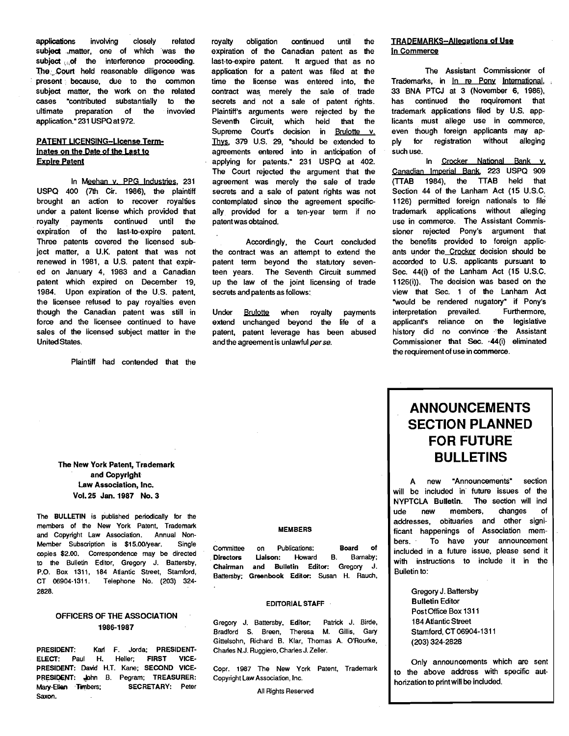applications involving closely related subject matter, one of which was the subject of the interference proceeding. The Court held reasonable diligence was present because, due to the common subject matter, the work on the related cases "contributed substantially to the ultimate preparation of the invovled application." 231 USPQ at 972.

## PATENT LICENSING–License Terminates on the Date of the Last to Expire Patent

In Meehan v. PPG Industries, 231 USPQ 400 (7th Cir. 1986), the plaintiff brought an action to recover royalties under a patent license which provided that royalty payments continued until the expiration of the last-to-expire patent. Three patents covered the licensed subject matter, a U.K. patent that was not renewed in 1981, a U.S. patent that expired on January 4, 1983 and a Canadian patent which expired on December 19, 1984. Upon expiration of the U.S. patent, the licensee refused to pay royalties even though the Canadian patent was still in force and the licensee continued to have sales of the licensed subject matter in the United States.

Plaintiff had contended that the royalty obligation continued until the expiration of the Canadian patent as the last-to-expire patent. It argued that as no application for a patent was filed at the time the license was entered into, the contract was merely the sale of trade secrets and not a sale of patent rights. Plaintiff's arguments were rejected by the Seventh Circuit, which held that the Supreme Court's decision in Brulotte v. Thys, 379 U.S. 29, "should be extended to agreements entered into in anticipation of applying for patents." 231 USPQ at 402. The Court rejected the argument that the agreement was merely the sale of trade secrets and a sale of patent rights was not contemplated since the agreement specifically provided for a ten-year term if no patent was obtained.

Accordingly, the Court concluded the contract was an attempt to extend the patent term beyond the statutory seventeen years. The Seventh Circuit summed up the law of the joint licensing of trade secrets and patents as follows:

Under Brulotte when royalty payments extend unchanged beyond the life of a patent, patent leverage has been abused and the agreement is unlawful *per se*.

## TRADEMARKS–Allegations of Use in Commerce

The Assistant Commissioner of Trademarks, in In re Pony International, 33 BNA PTCJ at 3 (November 6, 1986), has continued the requirement that trademark applications filed by U.S. applicants must allege use in commerce, even though foreign applicants may apply for registration without alleging such use.

In Crocker National Bank v. Canadian Imperial Bank, 223 USPQ 909 (TTAB 1984), the TTAB held that Section 44 of the Lanham Act (15 U.S.C. 1126) permitted foreign nationals to file trademark applications without alleging use in commerce. The Assistant Commissioner rejected Pony's argument that the benefits provided to foreign applicants under the Crocker decision should be accorded to U.S. applicants pursuant to Sec. 44(i) of the Lanham Act (15 U.S.C. 1126(i)). The decision was based on the view that Sec. 1 of the Lanham Act "would be rendered nugatory" if Pony's interpretation prevailed. Furthermore, applicant's reliance on the legislative history did no convince the Assistant Commissioner that Sec. 44(i) eliminated the requirement of use in commerce.

**The New York Patent, Trademark and Copyright Law Association, Inc.**
**Vol. 25 Jan. 1987 No. 3**

The **BULLETIN** is published periodically for the members of the New York Patent, Trademark and Copyright Law Association. Annual Non-Member Subscription is $15.00/year. Single copies $2.00. Correspondence may be directed to the Bulletin Editor, Gregory J. Battersby, P.O. Box 1311, 184 Atlantic Street, Stamford, CT 06904-1311. Telephone No. (203) 324-2828.

### OFFICERS OF THE ASSOCIATION 1986-1987

**PRESIDENT:** Karl F. Jorda; **PRESIDENT-ELECT:** Paul H. Heller; **FIRST VICE-PRESIDENT:** David H.T. Kane; **SECOND VICE-PRESIDENT:** John B. Pegram; **TREASURER:** Mary-Ellen Timbers; **SECRETARY:** Peter Saxon.

### MEMBERS

Committee on Publications: **Board of Directors Liaison:** Howard B. Barnaby; **Chairman and Bulletin Editor:** Gregory J. Battersby; **Greenbook Editor:** Susan H. Rauch,

### EDITORIAL STAFF

Gregory J. Battersby, **Editor**; Patrick J. Birde, Bradford S. Breen, Theresa M. Gillis, Gary Gittelsohn, Richard B. Klar, Thomas A. O'Rourke, Charles N.J. Ruggiero, Charles J. Zeller.

Copr. 1987 The New York Patent, Trademark Copyright Law Association, Inc.

All Rights Reserved

# ANNOUNCEMENTS SECTION PLANNED FOR FUTURE BULLETINS

A new "Announcements" section will be included in future issues of the NYPTCLA **Bulletin**. The section will include new members, changes of addresses, obituaries and other significant happenings of Association members. To have your announcement included in a future issue, please send it with instructions to include it in the Bulletin to:

Gregory J. Battersby
**Bulletin** Editor
Post Office Box 1311
184 Atlantic Street
Stamford, CT 06904-1311
(203) 324-2828

Only announcements which are sent to the above address with specific authorization to print will be included.